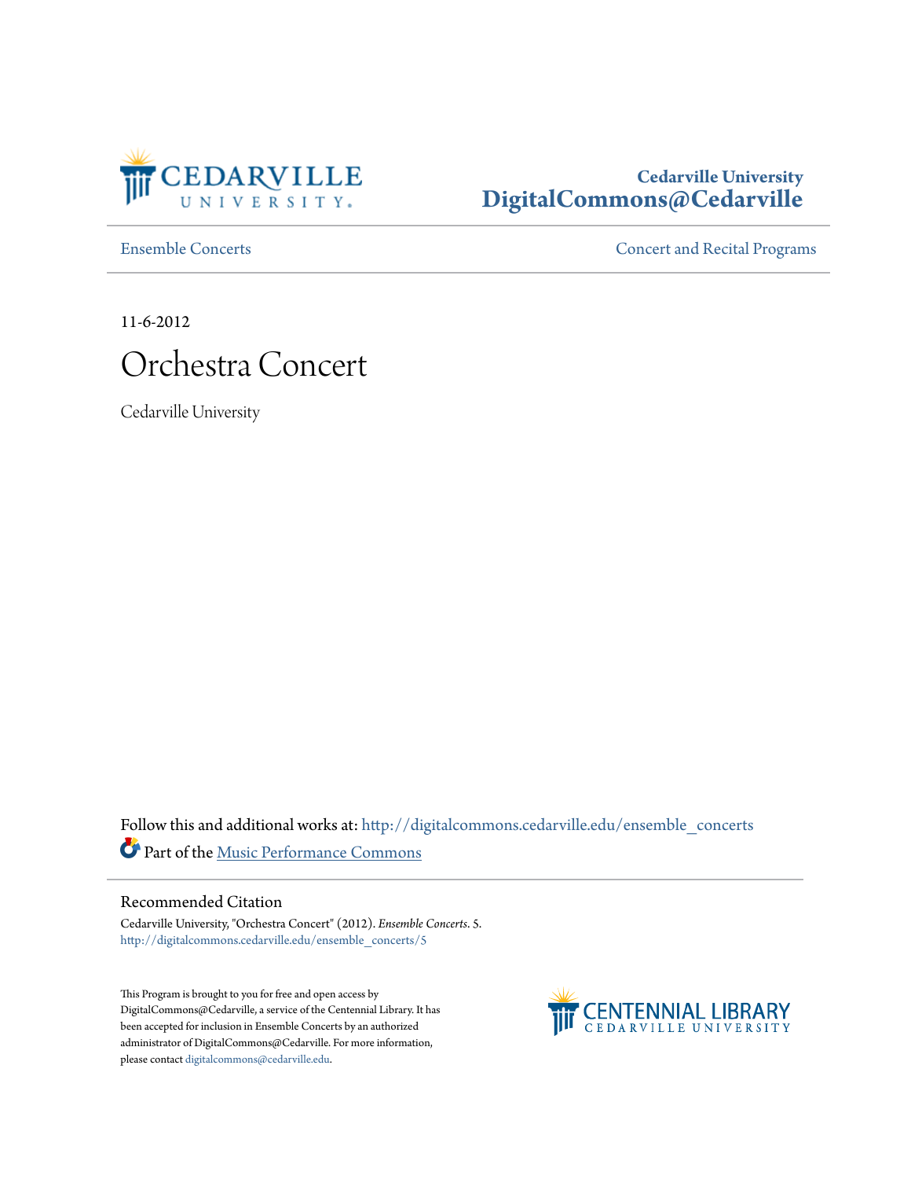Cedarville University
**DigitalCommons@Cedarville**

Ensemble Concerts

Concert and Recital Programs

11-6-2012

# Orchestra Concert

Cedarville University

Follow this and additional works at: http://digitalcommons.cedarville.edu/ensemble_concerts

Part of the Music Performance Commons

## Recommended Citation

Cedarville University, "Orchestra Concert" (2012). *Ensemble Concerts*. 5.
http://digitalcommons.cedarville.edu/ensemble_concerts/5

This Program is brought to you for free and open access by DigitalCommons@Cedarville, a service of the Centennial Library. It has been accepted for inclusion in Ensemble Concerts by an authorized administrator of DigitalCommons@Cedarville. For more information, please contact digitalcommons@cedarville.edu.

CENTENNIAL LIBRARY
CEDARVILLE UNIVERSITY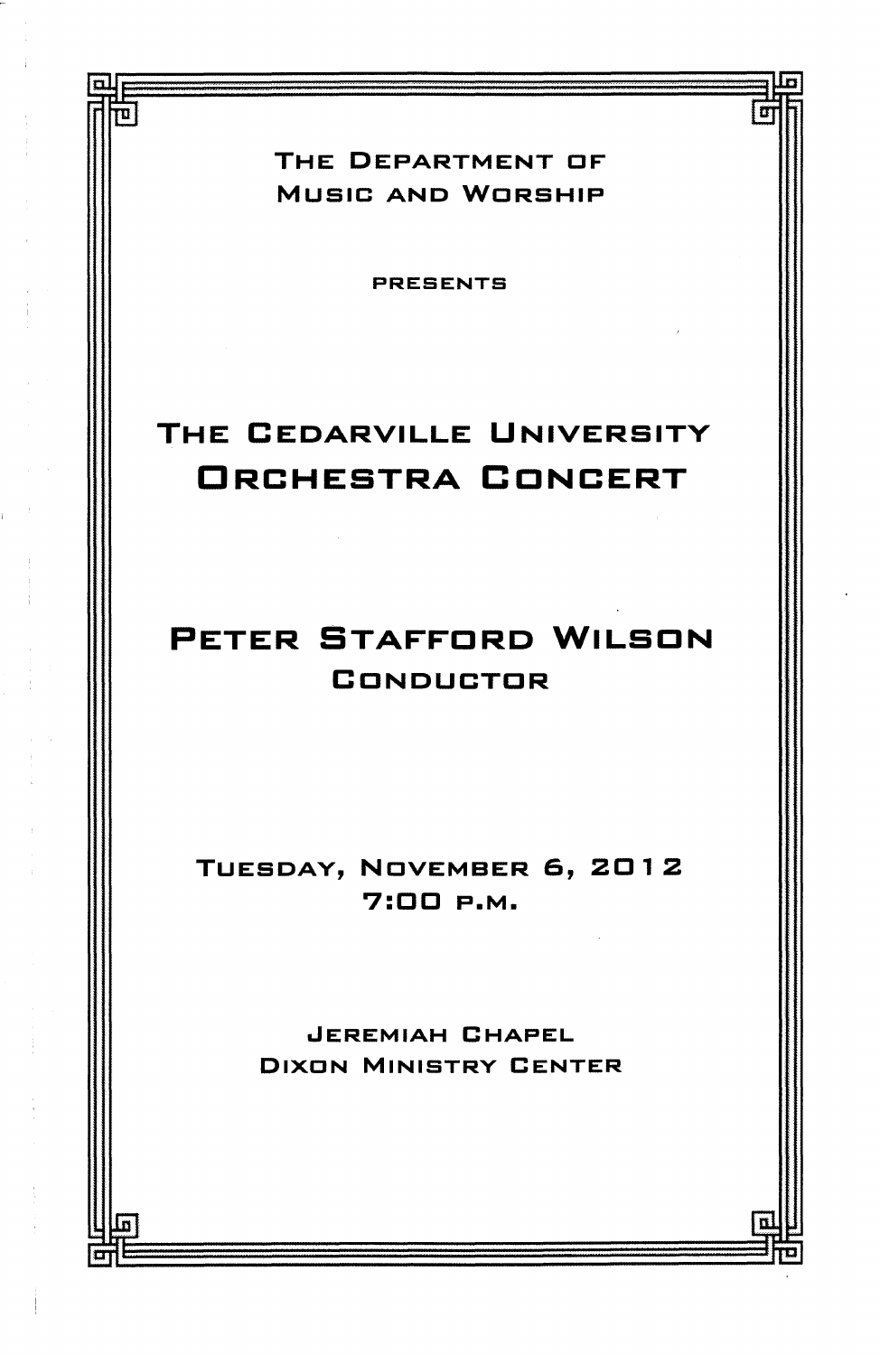The Department of Music and Worship

presents

# The Cedarville University Orchestra Concert

## Peter Stafford Wilson
Conductor

Tuesday, November 6, 2012
7:00 p.m.

Jeremiah Chapel
Dixon Ministry Center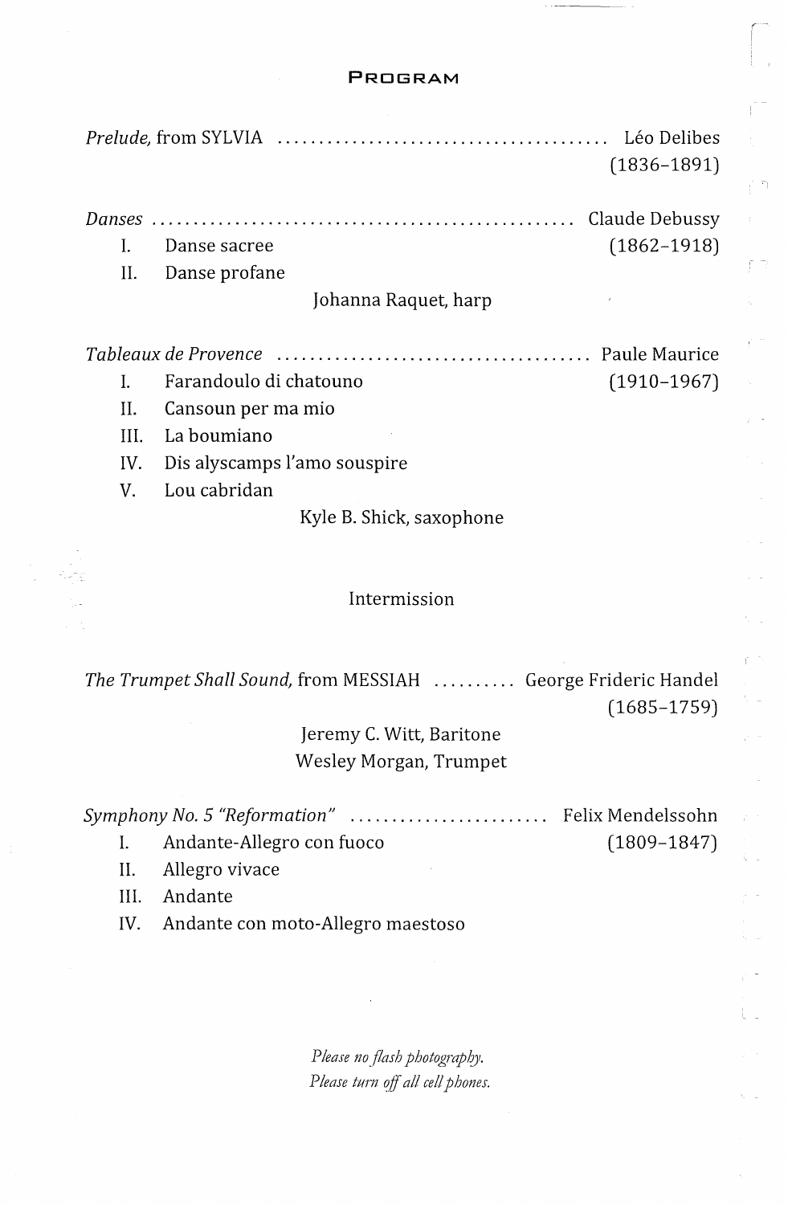# Program

*Prelude,* from SYLVIA ........................................ Léo Delibes
(1836–1891)

*Danses* .................................................. Claude Debussy
(1862–1918)

I. Danse sacree
II. Danse profane

Johanna Raquet, harp

*Tableaux de Provence* ...................................... Paule Maurice
(1910–1967)

I. Farandoulo di chatouno
II. Cansoun per ma mio
III. La boumiano
IV. Dis alyscamps l'amo souspire
V. Lou cabridan

Kyle B. Shick, saxophone

Intermission

*The Trumpet Shall Sound,* from MESSIAH .......... George Frideric Handel
(1685–1759)

Jeremy C. Witt, Baritone
Wesley Morgan, Trumpet

*Symphony No. 5 "Reformation"* ........................ Felix Mendelssohn
(1809–1847)

I. Andante-Allegro con fuoco
II. Allegro vivace
III. Andante
IV. Andante con moto-Allegro maestoso

*Please no flash photography.*
*Please turn off all cell phones.*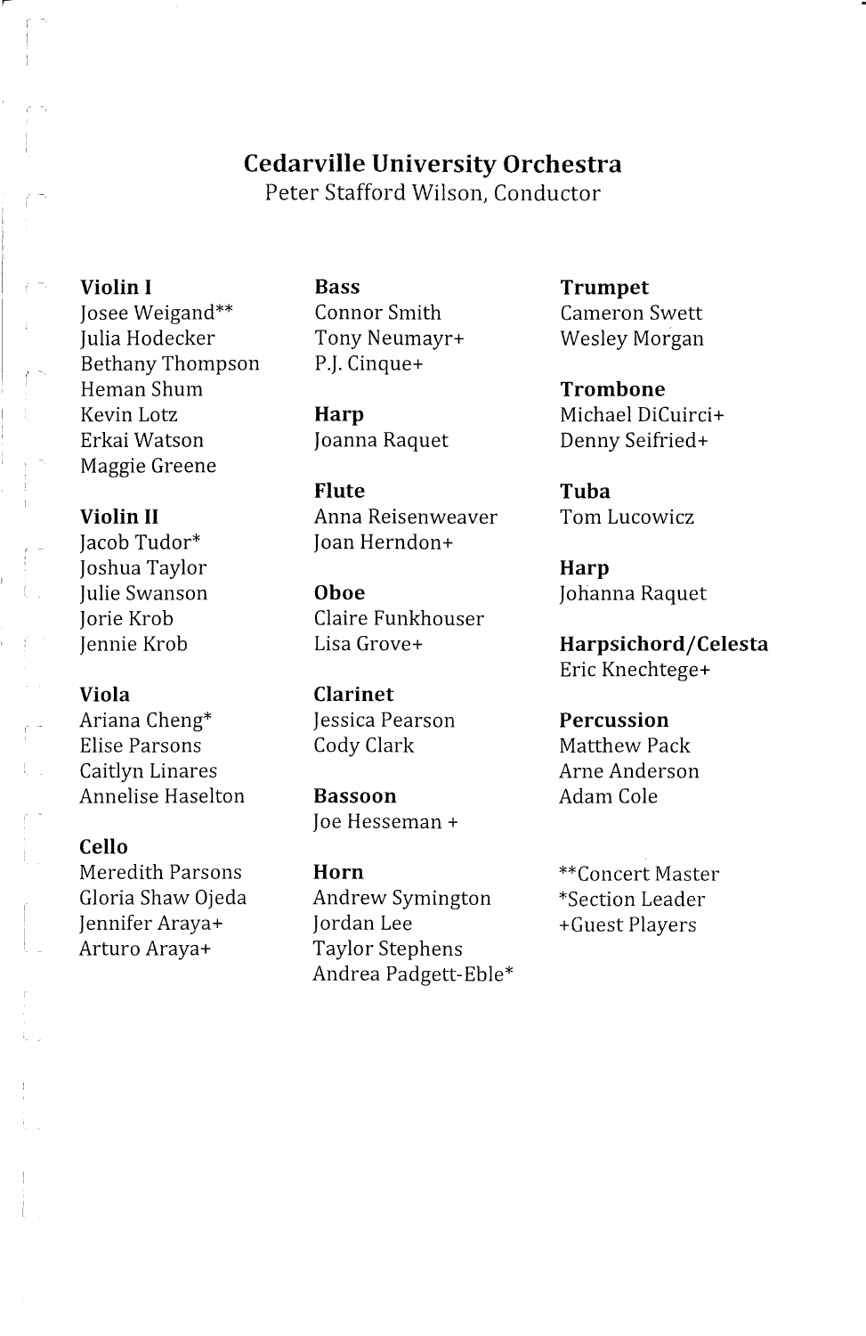# Cedarville University Orchestra

Peter Stafford Wilson, Conductor

**Violin I**
Josee Weigand**
Julia Hodecker
Bethany Thompson
Heman Shum
Kevin Lotz
Erkai Watson
Maggie Greene

**Violin II**
Jacob Tudor*
Joshua Taylor
Julie Swanson
Jorie Krob
Jennie Krob

**Viola**
Ariana Cheng*
Elise Parsons
Caitlyn Linares
Annelise Haselton

**Cello**
Meredith Parsons
Gloria Shaw Ojeda
Jennifer Araya+
Arturo Araya+

**Bass**
Connor Smith
Tony Neumayr+
P.J. Cinque+

**Harp**
Joanna Raquet

**Flute**
Anna Reisenweaver
Joan Herndon+

**Oboe**
Claire Funkhouser
Lisa Grove+

**Clarinet**
Jessica Pearson
Cody Clark

**Bassoon**
Joe Hesseman +

**Horn**
Andrew Symington
Jordan Lee
Taylor Stephens
Andrea Padgett-Eble*

**Trumpet**
Cameron Swett
Wesley Morgan

**Trombone**
Michael DiCuirci+
Denny Seifried+

**Tuba**
Tom Lucowicz

**Harp**
Johanna Raquet

**Harpsichord/Celesta**
Eric Knechtege+

**Percussion**
Matthew Pack
Arne Anderson
Adam Cole

**Concert Master
*Section Leader
+Guest Players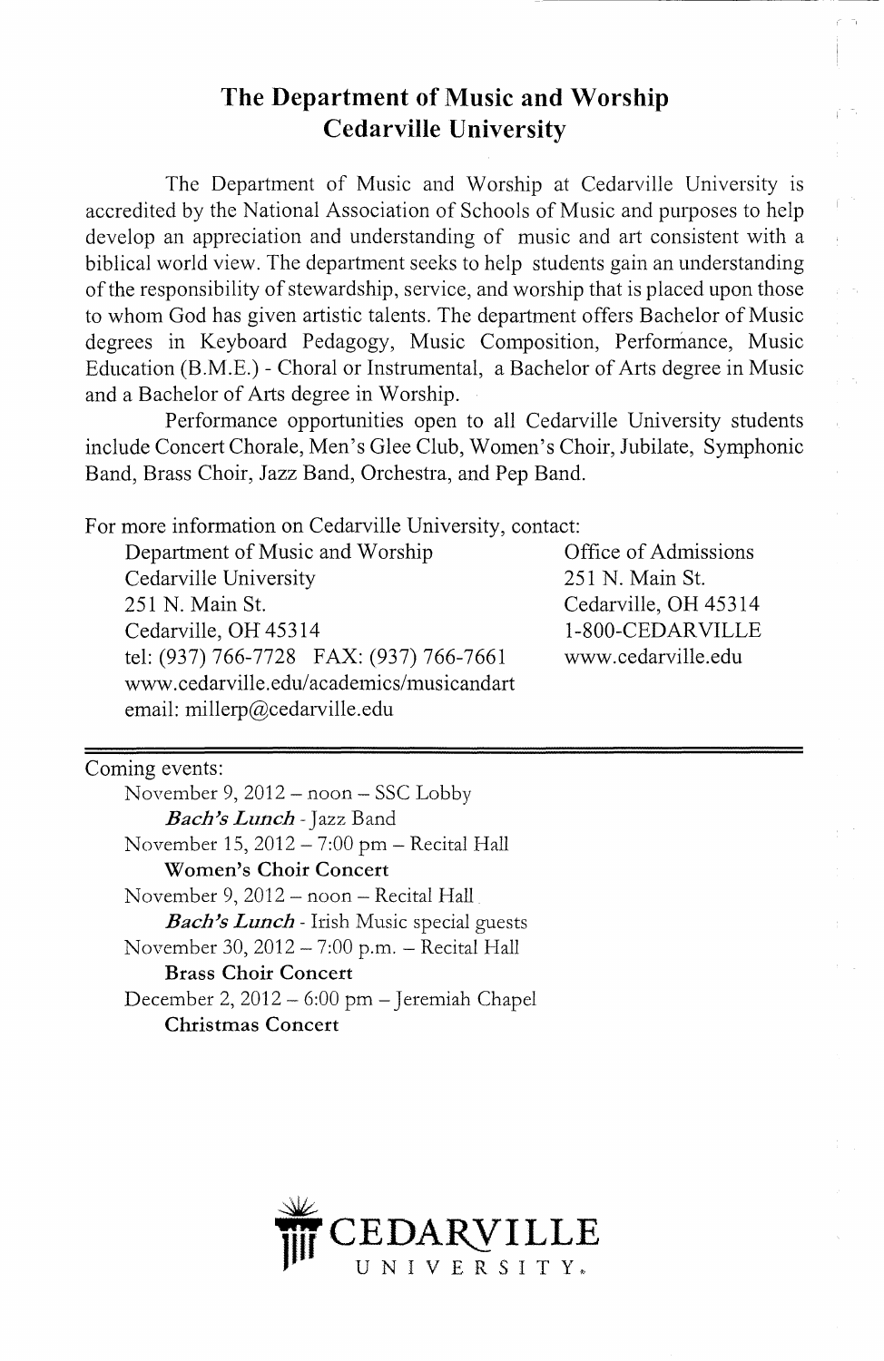## The Department of Music and Worship
## Cedarville University

The Department of Music and Worship at Cedarville University is accredited by the National Association of Schools of Music and purposes to help develop an appreciation and understanding of music and art consistent with a biblical world view. The department seeks to help students gain an understanding of the responsibility of stewardship, service, and worship that is placed upon those to whom God has given artistic talents. The department offers Bachelor of Music degrees in Keyboard Pedagogy, Music Composition, Performance, Music Education (B.M.E.) - Choral or Instrumental, a Bachelor of Arts degree in Music and a Bachelor of Arts degree in Worship.

Performance opportunities open to all Cedarville University students include Concert Chorale, Men's Glee Club, Women's Choir, Jubilate, Symphonic Band, Brass Choir, Jazz Band, Orchestra, and Pep Band.

For more information on Cedarville University, contact:

Department of Music and Worship
Cedarville University
251 N. Main St.
Cedarville, OH 45314
tel: (937) 766-7728 FAX: (937) 766-7661
www.cedarville.edu/academics/musicandart
email: millerp@cedarville.edu

Office of Admissions
251 N. Main St.
Cedarville, OH 45314
1-800-CEDARVILLE
www.cedarville.edu

---

Coming events:

November 9, 2012 – noon – SSC Lobby
***Bach's Lunch*** - Jazz Band

November 15, 2012 – 7:00 pm – Recital Hall
**Women's Choir Concert**

November 9, 2012 – noon – Recital Hall
***Bach's Lunch*** - Irish Music special guests

November 30, 2012 – 7:00 p.m. – Recital Hall
**Brass Choir Concert**

December 2, 2012 – 6:00 pm – Jeremiah Chapel
**Christmas Concert**

CEDARVILLE UNIVERSITY.